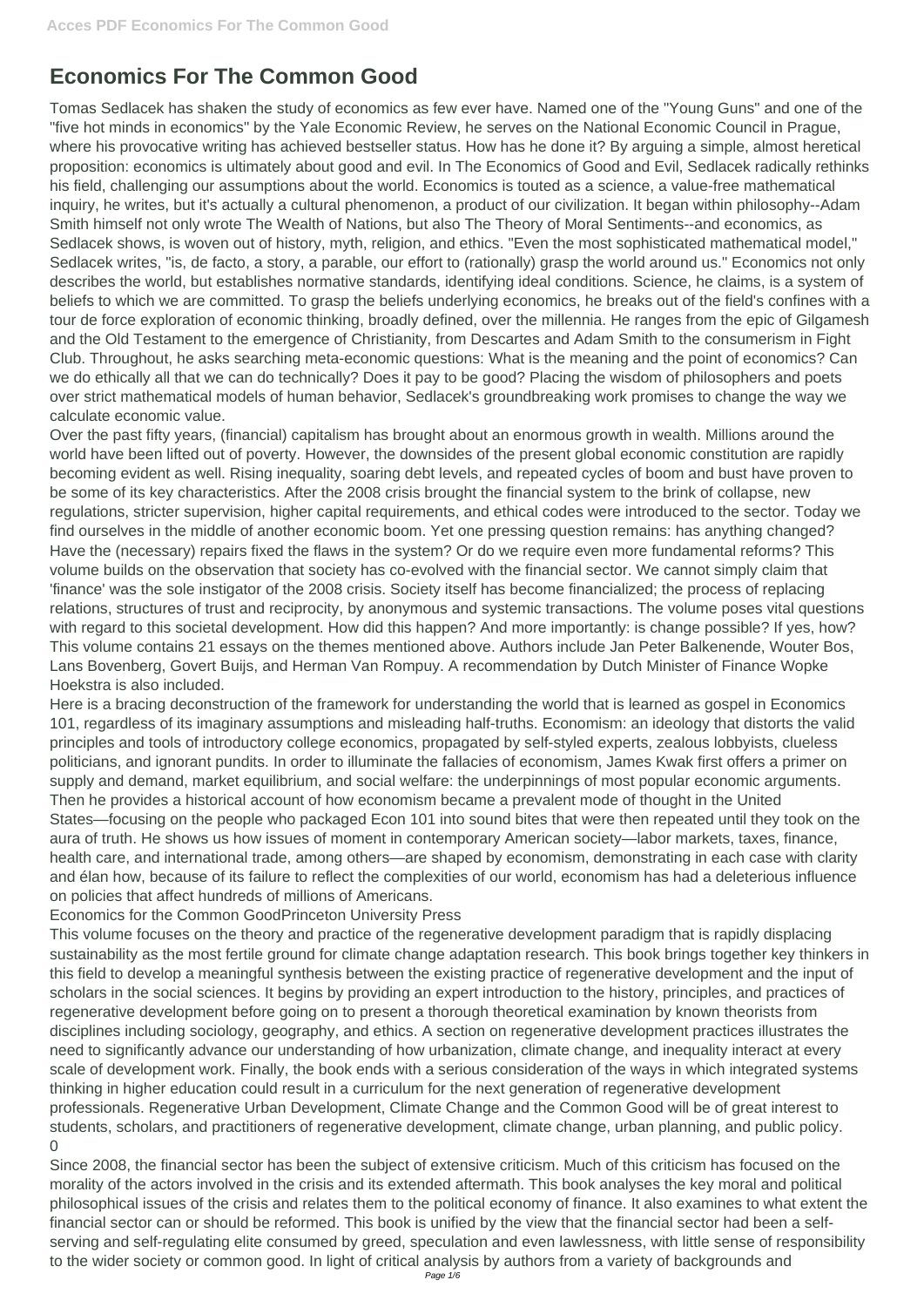# Economics For The Common Good

Tomas Sedlacek has shaken the study of economics as few ever have. Named one of the "Young Guns" and one of the "five hot minds in economics" by the Yale Economic Review, he serves on the National Economic Council in Prague, where his provocative writing has achieved bestseller status. How has he done it? By arguing a simple, almost heretical proposition: economics is ultimately about good and evil. In The Economics of Good and Evil, Sedlacek radically rethinks his field, challenging our assumptions about the world. Economics is touted as a science, a value-free mathematical inquiry, he writes, but it's actually a cultural phenomenon, a product of our civilization. It began within philosophy--Adam Smith himself not only wrote The Wealth of Nations, but also The Theory of Moral Sentiments--and economics, as Sedlacek shows, is woven out of history, myth, religion, and ethics. "Even the most sophisticated mathematical model," Sedlacek writes, "is, de facto, a story, a parable, our effort to (rationally) grasp the world around us." Economics not only describes the world, but establishes normative standards, identifying ideal conditions. Science, he claims, is a system of beliefs to which we are committed. To grasp the beliefs underlying economics, he breaks out of the field's confines with a tour de force exploration of economic thinking, broadly defined, over the millennia. He ranges from the epic of Gilgamesh and the Old Testament to the emergence of Christianity, from Descartes and Adam Smith to the consumerism in Fight Club. Throughout, he asks searching meta-economic questions: What is the meaning and the point of economics? Can we do ethically all that we can do technically? Does it pay to be good? Placing the wisdom of philosophers and poets over strict mathematical models of human behavior, Sedlacek's groundbreaking work promises to change the way we calculate economic value.

Over the past fifty years, (financial) capitalism has brought about an enormous growth in wealth. Millions around the world have been lifted out of poverty. However, the downsides of the present global economic constitution are rapidly becoming evident as well. Rising inequality, soaring debt levels, and repeated cycles of boom and bust have proven to be some of its key characteristics. After the 2008 crisis brought the financial system to the brink of collapse, new regulations, stricter supervision, higher capital requirements, and ethical codes were introduced to the sector. Today we find ourselves in the middle of another economic boom. Yet one pressing question remains: has anything changed? Have the (necessary) repairs fixed the flaws in the system? Or do we require even more fundamental reforms? This volume builds on the observation that society has co-evolved with the financial sector. We cannot simply claim that 'finance' was the sole instigator of the 2008 crisis. Society itself has become financialized; the process of replacing relations, structures of trust and reciprocity, by anonymous and systemic transactions. The volume poses vital questions with regard to this societal development. How did this happen? And more importantly: is change possible? If yes, how? This volume contains 21 essays on the themes mentioned above. Authors include Jan Peter Balkenende, Wouter Bos, Lans Bovenberg, Govert Buijs, and Herman Van Rompuy. A recommendation by Dutch Minister of Finance Wopke Hoekstra is also included.

Here is a bracing deconstruction of the framework for understanding the world that is learned as gospel in Economics 101, regardless of its imaginary assumptions and misleading half-truths. Economism: an ideology that distorts the valid principles and tools of introductory college economics, propagated by self-styled experts, zealous lobbyists, clueless politicians, and ignorant pundits. In order to illuminate the fallacies of economism, James Kwak first offers a primer on supply and demand, market equilibrium, and social welfare: the underpinnings of most popular economic arguments. Then he provides a historical account of how economism became a prevalent mode of thought in the United States—focusing on the people who packaged Econ 101 into sound bites that were then repeated until they took on the aura of truth. He shows us how issues of moment in contemporary American society—labor markets, taxes, finance, health care, and international trade, among others—are shaped by economism, demonstrating in each case with clarity and élan how, because of its failure to reflect the complexities of our world, economism has had a deleterious influence on policies that affect hundreds of millions of Americans.

Economics for the Common GoodPrinceton University Press

This volume focuses on the theory and practice of the regenerative development paradigm that is rapidly displacing sustainability as the most fertile ground for climate change adaptation research. This book brings together key thinkers in this field to develop a meaningful synthesis between the existing practice of regenerative development and the input of scholars in the social sciences. It begins by providing an expert introduction to the history, principles, and practices of regenerative development before going on to present a thorough theoretical examination by known theorists from disciplines including sociology, geography, and ethics. A section on regenerative development practices illustrates the need to significantly advance our understanding of how urbanization, climate change, and inequality interact at every scale of development work. Finally, the book ends with a serious consideration of the ways in which integrated systems thinking in higher education could result in a curriculum for the next generation of regenerative development professionals. Regenerative Urban Development, Climate Change and the Common Good will be of great interest to students, scholars, and practitioners of regenerative development, climate change, urban planning, and public policy.

0

Since 2008, the financial sector has been the subject of extensive criticism. Much of this criticism has focused on the morality of the actors involved in the crisis and its extended aftermath. This book analyses the key moral and political philosophical issues of the crisis and relates them to the political economy of finance. It also examines to what extent the financial sector can or should be reformed. This book is unified by the view that the financial sector had been a self-serving and self-regulating elite consumed by greed, speculation and even lawlessness, with little sense of responsibility to the wider society or common good. In light of critical analysis by authors from a variety of backgrounds and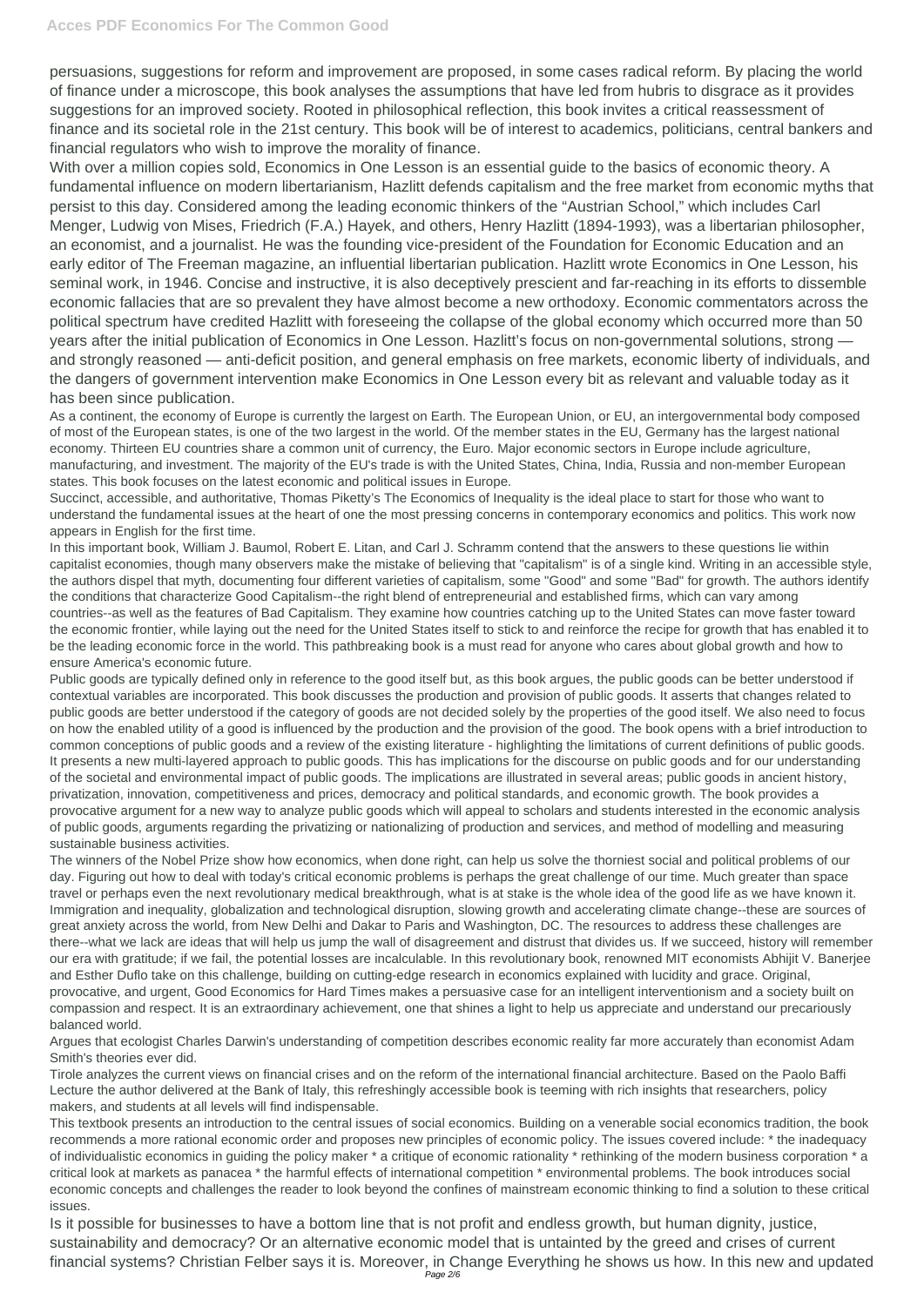persuasions, suggestions for reform and improvement are proposed, in some cases radical reform. By placing the world of finance under a microscope, this book analyses the assumptions that have led from hubris to disgrace as it provides suggestions for an improved society. Rooted in philosophical reflection, this book invites a critical reassessment of finance and its societal role in the 21st century. This book will be of interest to academics, politicians, central bankers and financial regulators who wish to improve the morality of finance.

With over a million copies sold, Economics in One Lesson is an essential guide to the basics of economic theory. A fundamental influence on modern libertarianism, Hazlitt defends capitalism and the free market from economic myths that persist to this day. Considered among the leading economic thinkers of the "Austrian School," which includes Carl Menger, Ludwig von Mises, Friedrich (F.A.) Hayek, and others, Henry Hazlitt (1894-1993), was a libertarian philosopher, an economist, and a journalist. He was the founding vice-president of the Foundation for Economic Education and an early editor of The Freeman magazine, an influential libertarian publication. Hazlitt wrote Economics in One Lesson, his seminal work, in 1946. Concise and instructive, it is also deceptively prescient and far-reaching in its efforts to dissemble economic fallacies that are so prevalent they have almost become a new orthodoxy. Economic commentators across the political spectrum have credited Hazlitt with foreseeing the collapse of the global economy which occurred more than 50 years after the initial publication of Economics in One Lesson. Hazlitt's focus on non-governmental solutions, strong — and strongly reasoned — anti-deficit position, and general emphasis on free markets, economic liberty of individuals, and the dangers of government intervention make Economics in One Lesson every bit as relevant and valuable today as it has been since publication.

As a continent, the economy of Europe is currently the largest on Earth. The European Union, or EU, an intergovernmental body composed of most of the European states, is one of the two largest in the world. Of the member states in the EU, Germany has the largest national economy. Thirteen EU countries share a common unit of currency, the Euro. Major economic sectors in Europe include agriculture, manufacturing, and investment. The majority of the EU's trade is with the United States, China, India, Russia and non-member European states. This book focuses on the latest economic and political issues in Europe.

Succinct, accessible, and authoritative, Thomas Piketty's The Economics of Inequality is the ideal place to start for those who want to understand the fundamental issues at the heart of one the most pressing concerns in contemporary economics and politics. This work now appears in English for the first time.

In this important book, William J. Baumol, Robert E. Litan, and Carl J. Schramm contend that the answers to these questions lie within capitalist economies, though many observers make the mistake of believing that "capitalism" is of a single kind. Writing in an accessible style, the authors dispel that myth, documenting four different varieties of capitalism, some "Good" and some "Bad" for growth. The authors identify the conditions that characterize Good Capitalism--the right blend of entrepreneurial and established firms, which can vary among countries--as well as the features of Bad Capitalism. They examine how countries catching up to the United States can move faster toward the economic frontier, while laying out the need for the United States itself to stick to and reinforce the recipe for growth that has enabled it to be the leading economic force in the world. This pathbreaking book is a must read for anyone who cares about global growth and how to ensure America's economic future.

Public goods are typically defined only in reference to the good itself but, as this book argues, the public goods can be better understood if contextual variables are incorporated. This book discusses the production and provision of public goods. It asserts that changes related to public goods are better understood if the category of goods are not decided solely by the properties of the good itself. We also need to focus on how the enabled utility of a good is influenced by the production and the provision of the good. The book opens with a brief introduction to common conceptions of public goods and a review of the existing literature - highlighting the limitations of current definitions of public goods. It presents a new multi-layered approach to public goods. This has implications for the discourse on public goods and for our understanding of the societal and environmental impact of public goods. The implications are illustrated in several areas; public goods in ancient history, privatization, innovation, competitiveness and prices, democracy and political standards, and economic growth. The book provides a provocative argument for a new way to analyze public goods which will appeal to scholars and students interested in the economic analysis of public goods, arguments regarding the privatizing or nationalizing of production and services, and method of modelling and measuring sustainable business activities.

The winners of the Nobel Prize show how economics, when done right, can help us solve the thorniest social and political problems of our day. Figuring out how to deal with today's critical economic problems is perhaps the great challenge of our time. Much greater than space travel or perhaps even the next revolutionary medical breakthrough, what is at stake is the whole idea of the good life as we have known it. Immigration and inequality, globalization and technological disruption, slowing growth and accelerating climate change--these are sources of great anxiety across the world, from New Delhi and Dakar to Paris and Washington, DC. The resources to address these challenges are there--what we lack are ideas that will help us jump the wall of disagreement and distrust that divides us. If we succeed, history will remember our era with gratitude; if we fail, the potential losses are incalculable. In this revolutionary book, renowned MIT economists Abhijit V. Banerjee and Esther Duflo take on this challenge, building on cutting-edge research in economics explained with lucidity and grace. Original, provocative, and urgent, Good Economics for Hard Times makes a persuasive case for an intelligent interventionism and a society built on compassion and respect. It is an extraordinary achievement, one that shines a light to help us appreciate and understand our precariously balanced world.

Argues that ecologist Charles Darwin's understanding of competition describes economic reality far more accurately than economist Adam Smith's theories ever did.

Tirole analyzes the current views on financial crises and on the reform of the international financial architecture. Based on the Paolo Baffi Lecture the author delivered at the Bank of Italy, this refreshingly accessible book is teeming with rich insights that researchers, policy makers, and students at all levels will find indispensable.

This textbook presents an introduction to the central issues of social economics. Building on a venerable social economics tradition, the book recommends a more rational economic order and proposes new principles of economic policy. The issues covered include: * the inadequacy of individualistic economics in guiding the policy maker * a critique of economic rationality * rethinking of the modern business corporation * a critical look at markets as panacea * the harmful effects of international competition * environmental problems. The book introduces social economic concepts and challenges the reader to look beyond the confines of mainstream economic thinking to find a solution to these critical issues.

Is it possible for businesses to have a bottom line that is not profit and endless growth, but human dignity, justice, sustainability and democracy? Or an alternative economic model that is untainted by the greed and crises of current financial systems? Christian Felber says it is. Moreover, in Change Everything he shows us how. In this new and updated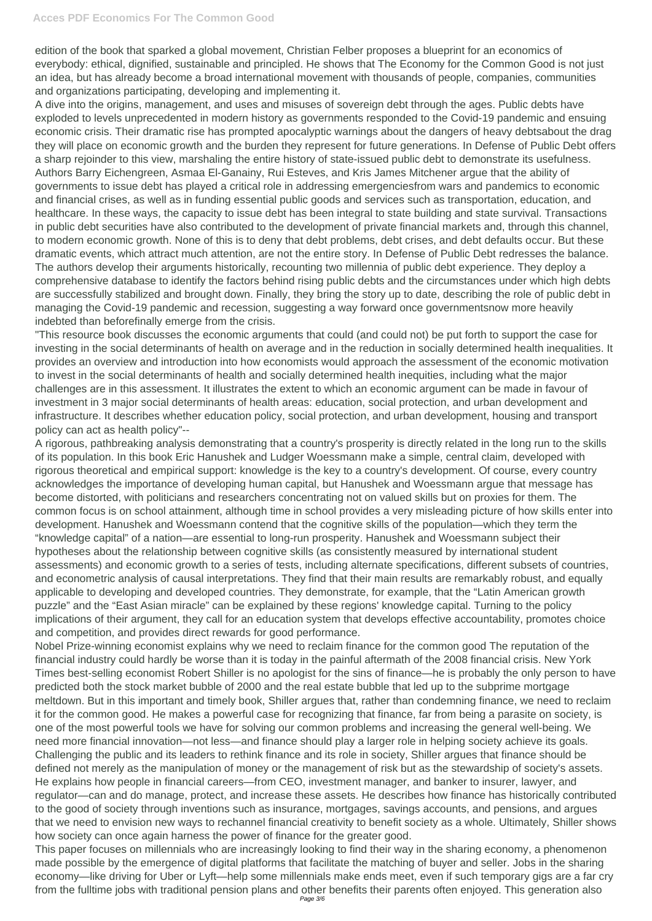edition of the book that sparked a global movement, Christian Felber proposes a blueprint for an economics of everybody: ethical, dignified, sustainable and principled. He shows that The Economy for the Common Good is not just an idea, but has already become a broad international movement with thousands of people, companies, communities and organizations participating, developing and implementing it.

A dive into the origins, management, and uses and misuses of sovereign debt through the ages. Public debts have exploded to levels unprecedented in modern history as governments responded to the Covid-19 pandemic and ensuing economic crisis. Their dramatic rise has prompted apocalyptic warnings about the dangers of heavy debtsabout the drag they will place on economic growth and the burden they represent for future generations. In Defense of Public Debt offers a sharp rejoinder to this view, marshaling the entire history of state-issued public debt to demonstrate its usefulness. Authors Barry Eichengreen, Asmaa El-Ganainy, Rui Esteves, and Kris James Mitchener argue that the ability of governments to issue debt has played a critical role in addressing emergenciesfrom wars and pandemics to economic and financial crises, as well as in funding essential public goods and services such as transportation, education, and healthcare. In these ways, the capacity to issue debt has been integral to state building and state survival. Transactions in public debt securities have also contributed to the development of private financial markets and, through this channel, to modern economic growth. None of this is to deny that debt problems, debt crises, and debt defaults occur. But these dramatic events, which attract much attention, are not the entire story. In Defense of Public Debt redresses the balance. The authors develop their arguments historically, recounting two millennia of public debt experience. They deploy a comprehensive database to identify the factors behind rising public debts and the circumstances under which high debts are successfully stabilized and brought down. Finally, they bring the story up to date, describing the role of public debt in managing the Covid-19 pandemic and recession, suggesting a way forward once governmentsnow more heavily indebted than beforefinally emerge from the crisis.

"This resource book discusses the economic arguments that could (and could not) be put forth to support the case for investing in the social determinants of health on average and in the reduction in socially determined health inequalities. It provides an overview and introduction into how economists would approach the assessment of the economic motivation to invest in the social determinants of health and socially determined health inequities, including what the major challenges are in this assessment. It illustrates the extent to which an economic argument can be made in favour of investment in 3 major social determinants of health areas: education, social protection, and urban development and infrastructure. It describes whether education policy, social protection, and urban development, housing and transport policy can act as health policy"--

A rigorous, pathbreaking analysis demonstrating that a country's prosperity is directly related in the long run to the skills of its population. In this book Eric Hanushek and Ludger Woessmann make a simple, central claim, developed with rigorous theoretical and empirical support: knowledge is the key to a country's development. Of course, every country acknowledges the importance of developing human capital, but Hanushek and Woessmann argue that message has become distorted, with politicians and researchers concentrating not on valued skills but on proxies for them. The common focus is on school attainment, although time in school provides a very misleading picture of how skills enter into development. Hanushek and Woessmann contend that the cognitive skills of the population—which they term the "knowledge capital" of a nation—are essential to long-run prosperity. Hanushek and Woessmann subject their hypotheses about the relationship between cognitive skills (as consistently measured by international student assessments) and economic growth to a series of tests, including alternate specifications, different subsets of countries, and econometric analysis of causal interpretations. They find that their main results are remarkably robust, and equally applicable to developing and developed countries. They demonstrate, for example, that the "Latin American growth puzzle" and the "East Asian miracle" can be explained by these regions' knowledge capital. Turning to the policy implications of their argument, they call for an education system that develops effective accountability, promotes choice and competition, and provides direct rewards for good performance.

Nobel Prize-winning economist explains why we need to reclaim finance for the common good The reputation of the financial industry could hardly be worse than it is today in the painful aftermath of the 2008 financial crisis. New York Times best-selling economist Robert Shiller is no apologist for the sins of finance—he is probably the only person to have predicted both the stock market bubble of 2000 and the real estate bubble that led up to the subprime mortgage meltdown. But in this important and timely book, Shiller argues that, rather than condemning finance, we need to reclaim it for the common good. He makes a powerful case for recognizing that finance, far from being a parasite on society, is one of the most powerful tools we have for solving our common problems and increasing the general well-being. We need more financial innovation—not less—and finance should play a larger role in helping society achieve its goals. Challenging the public and its leaders to rethink finance and its role in society, Shiller argues that finance should be defined not merely as the manipulation of money or the management of risk but as the stewardship of society's assets. He explains how people in financial careers—from CEO, investment manager, and banker to insurer, lawyer, and regulator—can and do manage, protect, and increase these assets. He describes how finance has historically contributed to the good of society through inventions such as insurance, mortgages, savings accounts, and pensions, and argues that we need to envision new ways to rechannel financial creativity to benefit society as a whole. Ultimately, Shiller shows how society can once again harness the power of finance for the greater good.

This paper focuses on millennials who are increasingly looking to find their way in the sharing economy, a phenomenon made possible by the emergence of digital platforms that facilitate the matching of buyer and seller. Jobs in the sharing economy—like driving for Uber or Lyft—help some millennials make ends meet, even if such temporary gigs are a far cry from the fulltime jobs with traditional pension plans and other benefits their parents often enjoyed. This generation also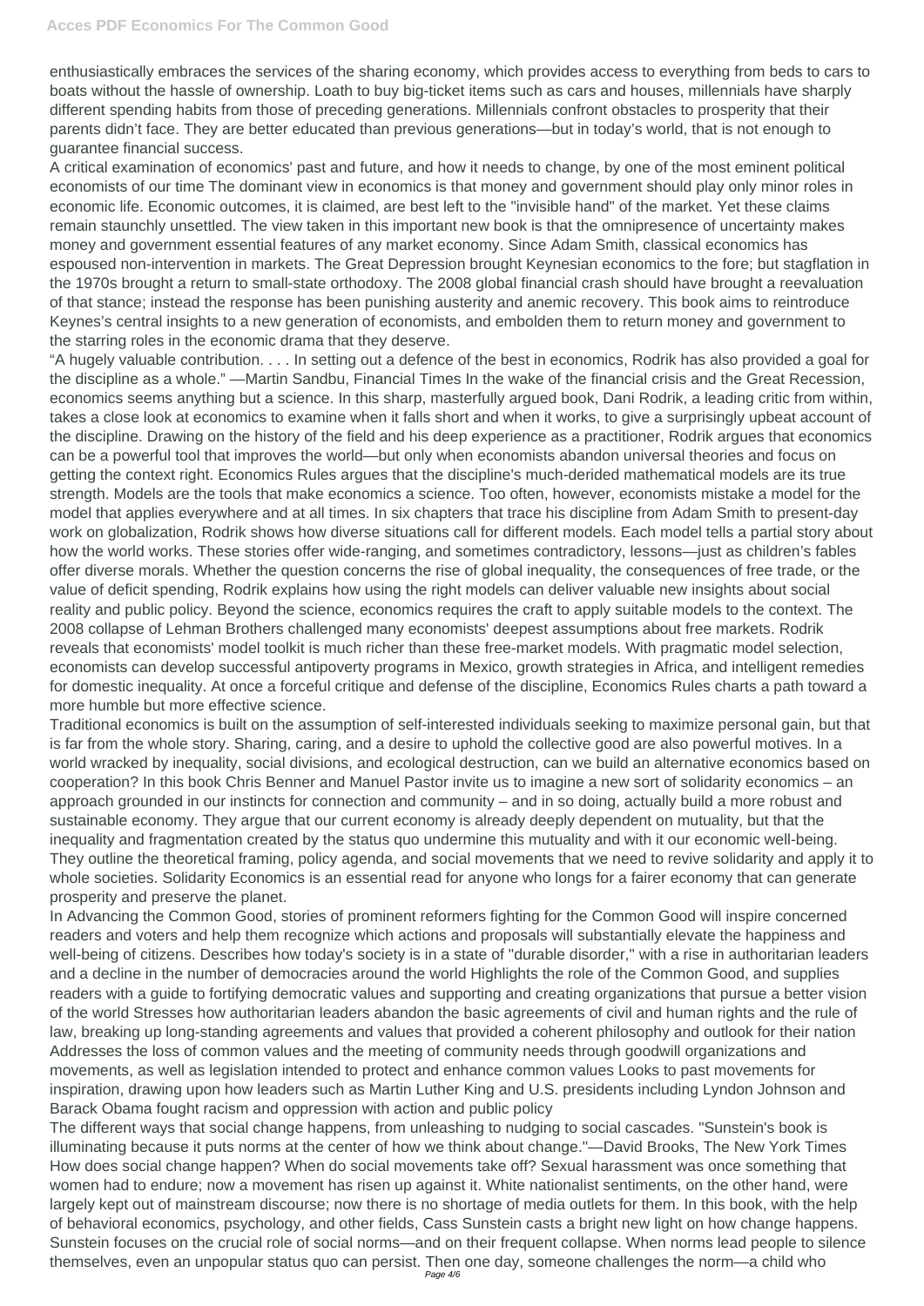enthusiastically embraces the services of the sharing economy, which provides access to everything from beds to cars to boats without the hassle of ownership. Loath to buy big-ticket items such as cars and houses, millennials have sharply different spending habits from those of preceding generations. Millennials confront obstacles to prosperity that their parents didn't face. They are better educated than previous generations—but in today's world, that is not enough to guarantee financial success.

A critical examination of economics' past and future, and how it needs to change, by one of the most eminent political economists of our time The dominant view in economics is that money and government should play only minor roles in economic life. Economic outcomes, it is claimed, are best left to the "invisible hand" of the market. Yet these claims remain staunchly unsettled. The view taken in this important new book is that the omnipresence of uncertainty makes money and government essential features of any market economy. Since Adam Smith, classical economics has espoused non-intervention in markets. The Great Depression brought Keynesian economics to the fore; but stagflation in the 1970s brought a return to small-state orthodoxy. The 2008 global financial crash should have brought a reevaluation of that stance; instead the response has been punishing austerity and anemic recovery. This book aims to reintroduce Keynes's central insights to a new generation of economists, and embolden them to return money and government to the starring roles in the economic drama that they deserve.

"A hugely valuable contribution. . . . In setting out a defence of the best in economics, Rodrik has also provided a goal for the discipline as a whole." —Martin Sandbu, Financial Times In the wake of the financial crisis and the Great Recession, economics seems anything but a science. In this sharp, masterfully argued book, Dani Rodrik, a leading critic from within, takes a close look at economics to examine when it falls short and when it works, to give a surprisingly upbeat account of the discipline. Drawing on the history of the field and his deep experience as a practitioner, Rodrik argues that economics can be a powerful tool that improves the world—but only when economists abandon universal theories and focus on getting the context right. Economics Rules argues that the discipline's much-derided mathematical models are its true strength. Models are the tools that make economics a science. Too often, however, economists mistake a model for the model that applies everywhere and at all times. In six chapters that trace his discipline from Adam Smith to present-day work on globalization, Rodrik shows how diverse situations call for different models. Each model tells a partial story about how the world works. These stories offer wide-ranging, and sometimes contradictory, lessons—just as children's fables offer diverse morals. Whether the question concerns the rise of global inequality, the consequences of free trade, or the value of deficit spending, Rodrik explains how using the right models can deliver valuable new insights about social reality and public policy. Beyond the science, economics requires the craft to apply suitable models to the context. The 2008 collapse of Lehman Brothers challenged many economists' deepest assumptions about free markets. Rodrik reveals that economists' model toolkit is much richer than these free-market models. With pragmatic model selection, economists can develop successful antipoverty programs in Mexico, growth strategies in Africa, and intelligent remedies for domestic inequality. At once a forceful critique and defense of the discipline, Economics Rules charts a path toward a more humble but more effective science.

Traditional economics is built on the assumption of self-interested individuals seeking to maximize personal gain, but that is far from the whole story. Sharing, caring, and a desire to uphold the collective good are also powerful motives. In a world wracked by inequality, social divisions, and ecological destruction, can we build an alternative economics based on cooperation? In this book Chris Benner and Manuel Pastor invite us to imagine a new sort of solidarity economics – an approach grounded in our instincts for connection and community – and in so doing, actually build a more robust and sustainable economy. They argue that our current economy is already deeply dependent on mutuality, but that the inequality and fragmentation created by the status quo undermine this mutuality and with it our economic well-being. They outline the theoretical framing, policy agenda, and social movements that we need to revive solidarity and apply it to whole societies. Solidarity Economics is an essential read for anyone who longs for a fairer economy that can generate prosperity and preserve the planet.

In Advancing the Common Good, stories of prominent reformers fighting for the Common Good will inspire concerned readers and voters and help them recognize which actions and proposals will substantially elevate the happiness and well-being of citizens. Describes how today's society is in a state of "durable disorder," with a rise in authoritarian leaders and a decline in the number of democracies around the world Highlights the role of the Common Good, and supplies readers with a guide to fortifying democratic values and supporting and creating organizations that pursue a better vision of the world Stresses how authoritarian leaders abandon the basic agreements of civil and human rights and the rule of law, breaking up long-standing agreements and values that provided a coherent philosophy and outlook for their nation Addresses the loss of common values and the meeting of community needs through goodwill organizations and movements, as well as legislation intended to protect and enhance common values Looks to past movements for inspiration, drawing upon how leaders such as Martin Luther King and U.S. presidents including Lyndon Johnson and Barack Obama fought racism and oppression with action and public policy

The different ways that social change happens, from unleashing to nudging to social cascades. "Sunstein's book is illuminating because it puts norms at the center of how we think about change."—David Brooks, The New York Times How does social change happen? When do social movements take off? Sexual harassment was once something that women had to endure; now a movement has risen up against it. White nationalist sentiments, on the other hand, were largely kept out of mainstream discourse; now there is no shortage of media outlets for them. In this book, with the help of behavioral economics, psychology, and other fields, Cass Sunstein casts a bright new light on how change happens. Sunstein focuses on the crucial role of social norms—and on their frequent collapse. When norms lead people to silence themselves, even an unpopular status quo can persist. Then one day, someone challenges the norm—a child who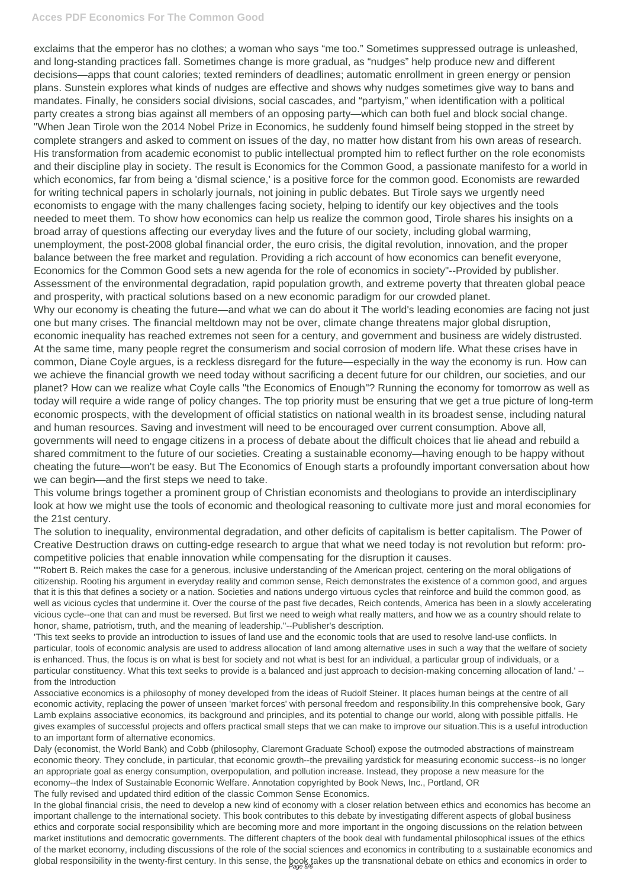exclaims that the emperor has no clothes; a woman who says "me too." Sometimes suppressed outrage is unleashed, and long-standing practices fall. Sometimes change is more gradual, as "nudges" help produce new and different decisions—apps that count calories; texted reminders of deadlines; automatic enrollment in green energy or pension plans. Sunstein explores what kinds of nudges are effective and shows why nudges sometimes give way to bans and mandates. Finally, he considers social divisions, social cascades, and "partyism," when identification with a political party creates a strong bias against all members of an opposing party—which can both fuel and block social change. "When Jean Tirole won the 2014 Nobel Prize in Economics, he suddenly found himself being stopped in the street by complete strangers and asked to comment on issues of the day, no matter how distant from his own areas of research. His transformation from academic economist to public intellectual prompted him to reflect further on the role economists and their discipline play in society. The result is Economics for the Common Good, a passionate manifesto for a world in which economics, far from being a 'dismal science,' is a positive force for the common good. Economists are rewarded for writing technical papers in scholarly journals, not joining in public debates. But Tirole says we urgently need economists to engage with the many challenges facing society, helping to identify our key objectives and the tools needed to meet them. To show how economics can help us realize the common good, Tirole shares his insights on a broad array of questions affecting our everyday lives and the future of our society, including global warming, unemployment, the post-2008 global financial order, the euro crisis, the digital revolution, innovation, and the proper balance between the free market and regulation. Providing a rich account of how economics can benefit everyone, Economics for the Common Good sets a new agenda for the role of economics in society"--Provided by publisher. Assessment of the environmental degradation, rapid population growth, and extreme poverty that threaten global peace and prosperity, with practical solutions based on a new economic paradigm for our crowded planet.

Why our economy is cheating the future—and what we can do about it The world's leading economies are facing not just one but many crises. The financial meltdown may not be over, climate change threatens major global disruption, economic inequality has reached extremes not seen for a century, and government and business are widely distrusted. At the same time, many people regret the consumerism and social corrosion of modern life. What these crises have in common, Diane Coyle argues, is a reckless disregard for the future—especially in the way the economy is run. How can we achieve the financial growth we need today without sacrificing a decent future for our children, our societies, and our planet? How can we realize what Coyle calls "the Economics of Enough"? Running the economy for tomorrow as well as today will require a wide range of policy changes. The top priority must be ensuring that we get a true picture of long-term economic prospects, with the development of official statistics on national wealth in its broadest sense, including natural and human resources. Saving and investment will need to be encouraged over current consumption. Above all, governments will need to engage citizens in a process of debate about the difficult choices that lie ahead and rebuild a shared commitment to the future of our societies. Creating a sustainable economy—having enough to be happy without cheating the future—won't be easy. But The Economics of Enough starts a profoundly important conversation about how we can begin—and the first steps we need to take.

This volume brings together a prominent group of Christian economists and theologians to provide an interdisciplinary look at how we might use the tools of economic and theological reasoning to cultivate more just and moral economies for the 21st century.

The solution to inequality, environmental degradation, and other deficits of capitalism is better capitalism. The Power of Creative Destruction draws on cutting-edge research to argue that what we need today is not revolution but reform: pro-competitive policies that enable innovation while compensating for the disruption it causes.

""Robert B. Reich makes the case for a generous, inclusive understanding of the American project, centering on the moral obligations of citizenship. Rooting his argument in everyday reality and common sense, Reich demonstrates the existence of a common good, and argues that it is this that defines a society or a nation. Societies and nations undergo virtuous cycles that reinforce and build the common good, as well as vicious cycles that undermine it. Over the course of the past five decades, Reich contends, America has been in a slowly accelerating vicious cycle--one that can and must be reversed. But first we need to weigh what really matters, and how we as a country should relate to honor, shame, patriotism, truth, and the meaning of leadership."--Publisher's description.

'This text seeks to provide an introduction to issues of land use and the economic tools that are used to resolve land-use conflicts. In particular, tools of economic analysis are used to address allocation of land among alternative uses in such a way that the welfare of society is enhanced. Thus, the focus is on what is best for society and not what is best for an individual, a particular group of individuals, or a particular constituency. What this text seeks to provide is a balanced and just approach to decision-making concerning allocation of land.' --from the Introduction

Associative economics is a philosophy of money developed from the ideas of Rudolf Steiner. It places human beings at the centre of all economic activity, replacing the power of unseen 'market forces' with personal freedom and responsibility.In this comprehensive book, Gary Lamb explains associative economics, its background and principles, and its potential to change our world, along with possible pitfalls. He gives examples of successful projects and offers practical small steps that we can make to improve our situation.This is a useful introduction to an important form of alternative economics.

Daly (economist, the World Bank) and Cobb (philosophy, Claremont Graduate School) expose the outmoded abstractions of mainstream economic theory. They conclude, in particular, that economic growth--the prevailing yardstick for measuring economic success--is no longer an appropriate goal as energy consumption, overpopulation, and pollution increase. Instead, they propose a new measure for the economy--the Index of Sustainable Economic Welfare. Annotation copyrighted by Book News, Inc., Portland, OR

The fully revised and updated third edition of the classic Common Sense Economics.

In the global financial crisis, the need to develop a new kind of economy with a closer relation between ethics and economics has become an important challenge to the international society. This book contributes to this debate by investigating different aspects of global business ethics and corporate social responsibility which are becoming more and more important in the ongoing discussions on the relation between market institutions and democratic governments. The different chapters of the book deal with fundamental philosophical issues of the ethics of the market economy, including discussions of the role of the social sciences and economics in contributing to a sustainable economics and global responsibility in the twenty-first century. In this sense, the book takes up the transnational debate on ethics and economics in order to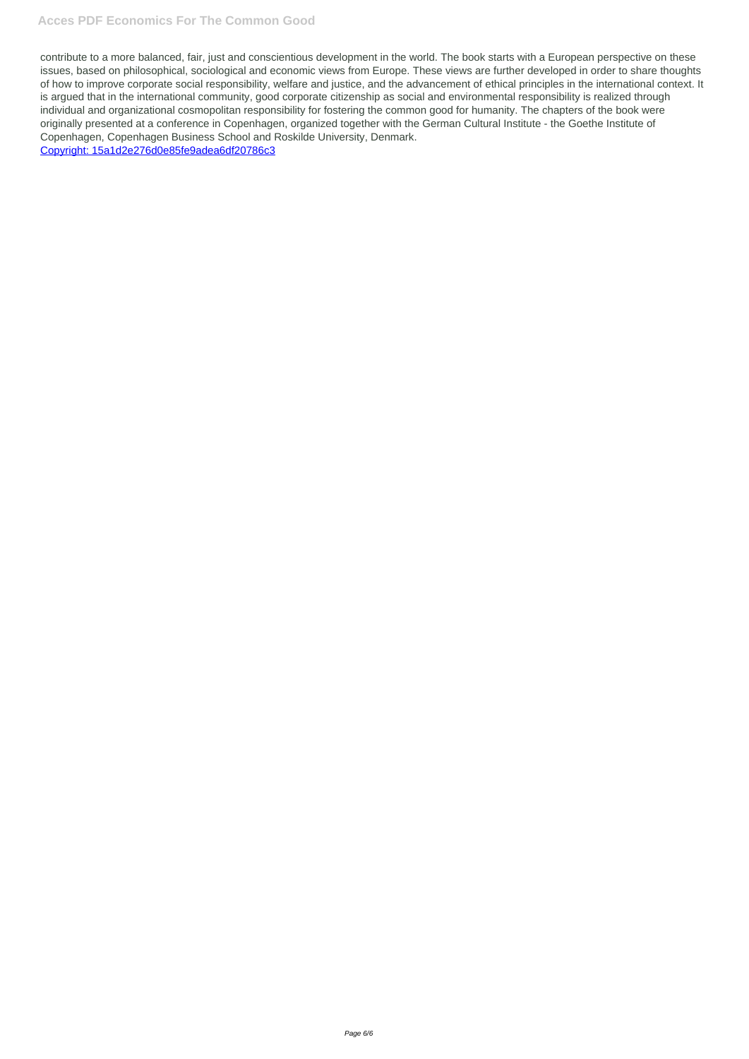contribute to a more balanced, fair, just and conscientious development in the world. The book starts with a European perspective on these issues, based on philosophical, sociological and economic views from Europe. These views are further developed in order to share thoughts of how to improve corporate social responsibility, welfare and justice, and the advancement of ethical principles in the international context. It is argued that in the international community, good corporate citizenship as social and environmental responsibility is realized through individual and organizational cosmopolitan responsibility for fostering the common good for humanity. The chapters of the book were originally presented at a conference in Copenhagen, organized together with the German Cultural Institute - the Goethe Institute of Copenhagen, Copenhagen Business School and Roskilde University, Denmark.

Copyright: 15a1d2e276d0e85fe9adea6df20786c3